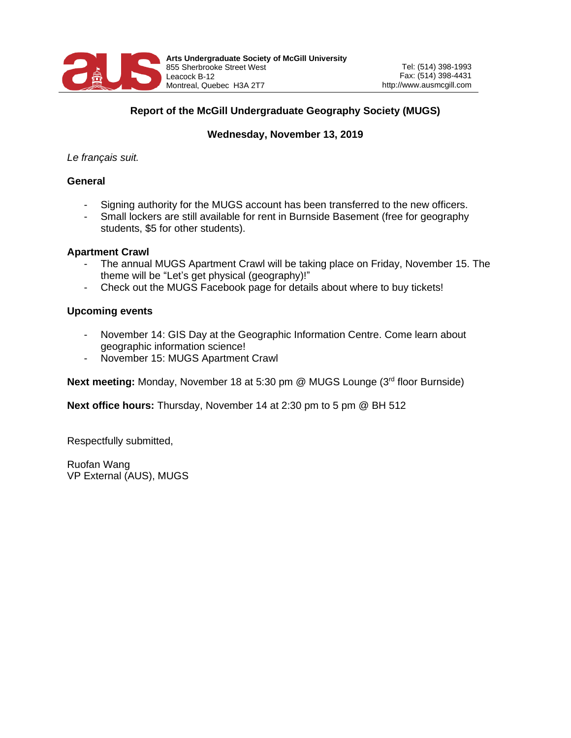**Arts Undergraduate Society of McGill University**
855 Sherbrooke Street West
Leacock B-12
Montreal, Quebec H3A 2T7

Tel: (514) 398-1993
Fax: (514) 398-4431
http://www.ausmcgill.com

## Report of the McGill Undergraduate Geography Society (MUGS)

### Wednesday, November 13, 2019

*Le français suit.*

**General**

- Signing authority for the MUGS account has been transferred to the new officers.
- Small lockers are still available for rent in Burnside Basement (free for geography students, $5 for other students).

**Apartment Crawl**

- The annual MUGS Apartment Crawl will be taking place on Friday, November 15. The theme will be "Let's get physical (geography)!"
- Check out the MUGS Facebook page for details about where to buy tickets!

**Upcoming events**

- November 14: GIS Day at the Geographic Information Centre. Come learn about geographic information science!
- November 15: MUGS Apartment Crawl

**Next meeting:** Monday, November 18 at 5:30 pm @ MUGS Lounge (3rd floor Burnside)

**Next office hours:** Thursday, November 14 at 2:30 pm to 5 pm @ BH 512

Respectfully submitted,

Ruofan Wang
VP External (AUS), MUGS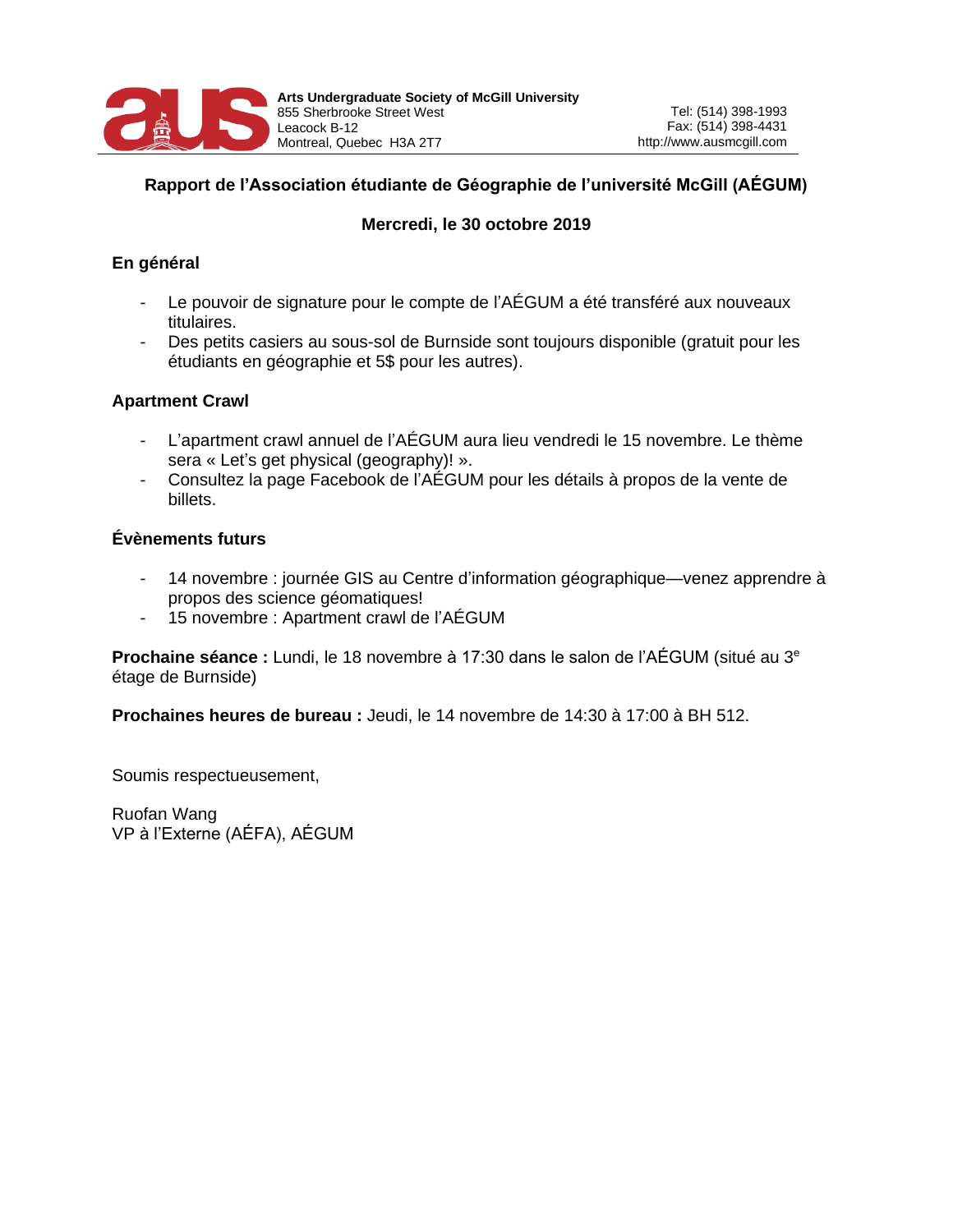**Arts Undergraduate Society of McGill University**
855 Sherbrooke Street West
Leacock B-12
Montreal, Quebec H3A 2T7

Tel: (514) 398-1993
Fax: (514) 398-4431
http://www.ausmcgill.com

## Rapport de l'Association étudiante de Géographie de l'université McGill (AÉGUM)

### Mercredi, le 30 octobre 2019

### En général

- Le pouvoir de signature pour le compte de l'AÉGUM a été transféré aux nouveaux titulaires.
- Des petits casiers au sous-sol de Burnside sont toujours disponible (gratuit pour les étudiants en géographie et 5$ pour les autres).

### Apartment Crawl

- L'apartment crawl annuel de l'AÉGUM aura lieu vendredi le 15 novembre. Le thème sera « Let's get physical (geography)! ».
- Consultez la page Facebook de l'AÉGUM pour les détails à propos de la vente de billets.

### Évènements futurs

- 14 novembre : journée GIS au Centre d'information géographique—venez apprendre à propos des science géomatiques!
- 15 novembre : Apartment crawl de l'AÉGUM

**Prochaine séance :** Lundi, le 18 novembre à 17:30 dans le salon de l'AÉGUM (situé au 3e étage de Burnside)

**Prochaines heures de bureau :** Jeudi, le 14 novembre de 14:30 à 17:00 à BH 512.

Soumis respectueusement,

Ruofan Wang
VP à l'Externe (AÉFA), AÉGUM